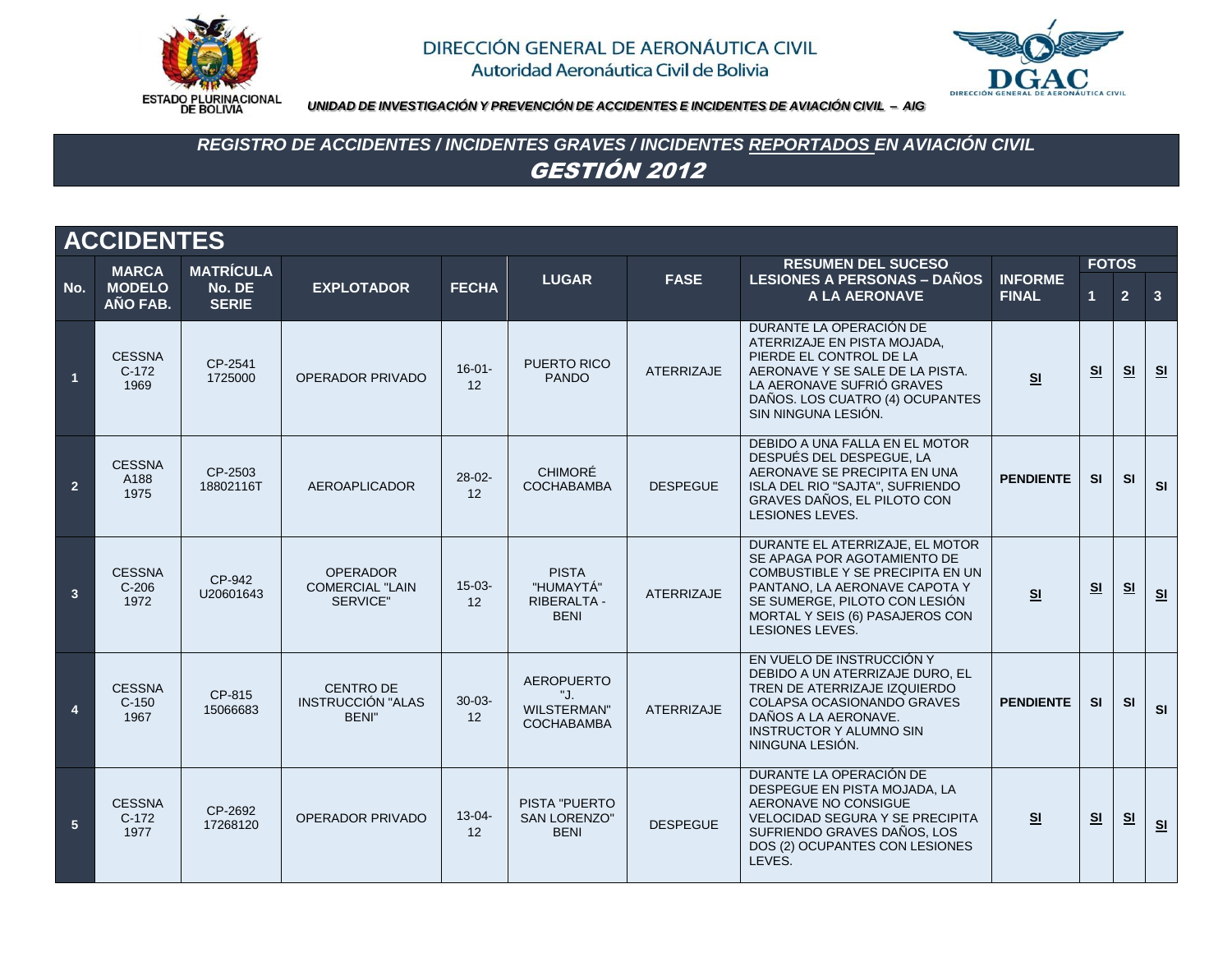ESTADO PLURINACIONAL DE BOLIVIA

DIRECCIÓN GENERAL DE AERONÁUTICA CIVIL
Autoridad Aeronáutica Civil de Bolivia

DGAC
DIRECCIÓN GENERAL DE AERONÁUTICA CIVIL

***UNIDAD DE INVESTIGACIÓN Y PREVENCIÓN DE ACCIDENTES E INCIDENTES DE AVIACIÓN CIVIL – AIG***

# *REGISTRO DE ACCIDENTES / INCIDENTES GRAVES / INCIDENTES REPORTADOS EN AVIACIÓN CIVIL*

# *GESTIÓN 2012*

## ACCIDENTES

| No. | MARCA MODELO AÑO FAB. | MATRÍCULA No. DE SERIE | EXPLOTADOR | FECHA | LUGAR | FASE | RESUMEN DEL SUCESO LESIONES A PERSONAS – DAÑOS A LA AERONAVE | INFORME FINAL | FOTOS | | |
|---|---|---|---|---|---|---|---|---|---|---|---|
| | | | | | | | | | 1 | 2 | 3 |
| 1 | CESSNA C-172 1969 | CP-2541 1725000 | OPERADOR PRIVADO | 16-01-12 | PUERTO RICO PANDO | ATERRIZAJE | DURANTE LA OPERACIÓN DE ATERRIZAJE EN PISTA MOJADA, PIERDE EL CONTROL DE LA AERONAVE Y SE SALE DE LA PISTA. LA AERONAVE SUFRIÓ GRAVES DAÑOS. LOS CUATRO (4) OCUPANTES SIN NINGUNA LESIÓN. | SI | SI | SI | SI |
| 2 | CESSNA A188 1975 | CP-2503 18802116T | AEROAPLICADOR | 28-02-12 | CHIMORÉ COCHABAMBA | DESPEGUE | DEBIDO A UNA FALLA EN EL MOTOR DESPUÉS DEL DESPEGUE, LA AERONAVE SE PRECIPITA EN UNA ISLA DEL RIO "SAJTA", SUFRIENDO GRAVES DAÑOS, EL PILOTO CON LESIONES LEVES. | PENDIENTE | SI | SI | SI |
| 3 | CESSNA C-206 1972 | CP-942 U20601643 | OPERADOR COMERCIAL "LAIN SERVICE" | 15-03-12 | PISTA "HUMAYTÁ" RIBERALTA - BENI | ATERRIZAJE | DURANTE EL ATERRIZAJE, EL MOTOR SE APAGA POR AGOTAMIENTO DE COMBUSTIBLE Y SE PRECIPITA EN UN PANTANO, LA AERONAVE CAPOTA Y SE SUMERGE, PILOTO CON LESIÓN MORTAL Y SEIS (6) PASAJEROS CON LESIONES LEVES. | SI | SI | SI | SI |
| 4 | CESSNA C-150 1967 | CP-815 15066683 | CENTRO DE INSTRUCCIÓN "ALAS BENI" | 30-03-12 | AEROPUERTO "J. WILSTERMAN" COCHABAMBA | ATERRIZAJE | EN VUELO DE INSTRUCCIÓN Y DEBIDO A UN ATERRIZAJE DURO, EL TREN DE ATERRIZAJE IZQUIERDO COLAPSA OCASIONANDO GRAVES DAÑOS A LA AERONAVE. INSTRUCTOR Y ALUMNO SIN NINGUNA LESIÓN. | PENDIENTE | SI | SI | SI |
| 5 | CESSNA C-172 1977 | CP-2692 17268120 | OPERADOR PRIVADO | 13-04-12 | PISTA "PUERTO SAN LORENZO" BENI | DESPEGUE | DURANTE LA OPERACIÓN DE DESPEGUE EN PISTA MOJADA, LA AERONAVE NO CONSIGUE VELOCIDAD SEGURA Y SE PRECIPITA SUFRIENDO GRAVES DAÑOS, LOS DOS (2) OCUPANTES CON LESIONES LEVES. | SI | SI | SI | SI |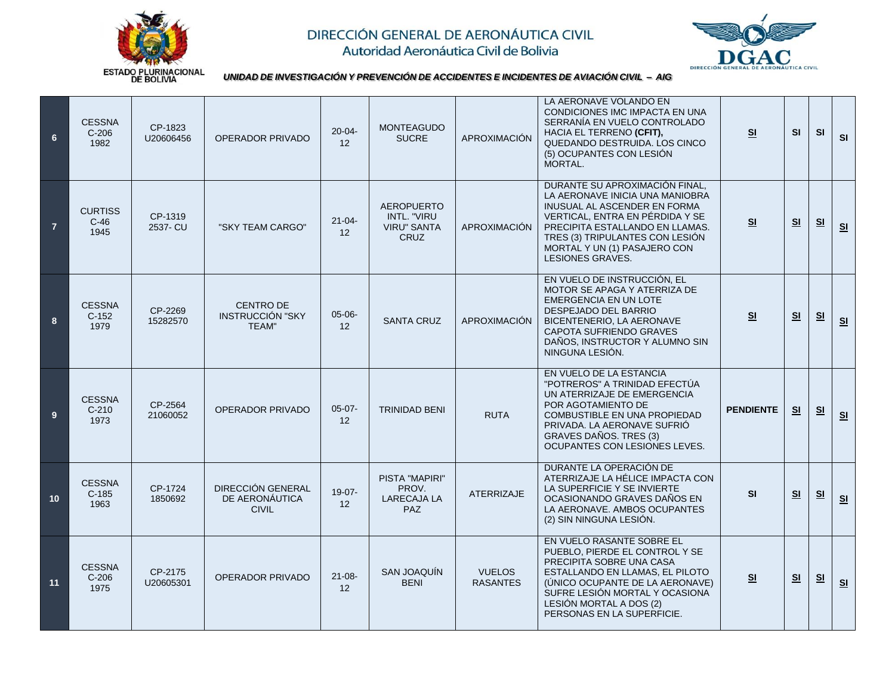DIRECCIÓN GENERAL DE AERONÁUTICA CIVIL
Autoridad Aeronáutica Civil de Bolivia

ESTADO PLURINACIONAL DE BOLIVIA

***UNIDAD DE INVESTIGACIÓN Y PREVENCIÓN DE ACCIDENTES E INCIDENTES DE AVIACIÓN CIVIL – AIG***

| | | | | | | | | | | | |
|---|---|---|---|---|---|---|---|---|---|---|---|
| **6** | CESSNA C-206 1982 | CP-1823 U20606456 | OPERADOR PRIVADO | 20-04-12 | MONTEAGUDO SUCRE | APROXIMACIÓN | LA AERONAVE VOLANDO EN CONDICIONES IMC IMPACTA EN UNA SERRANÍA EN VUELO CONTROLADO HACIA EL TERRENO **(CFIT),** QUEDANDO DESTRUIDA. LOS CINCO (5) OCUPANTES CON LESIÓN MORTAL. | **SI** | **SI** | **SI** | **SI** |
| **7** | CURTISS C-46 1945 | CP-1319 2537- CU | "SKY TEAM CARGO" | 21-04-12 | AEROPUERTO INTL. "VIRU VIRU" SANTA CRUZ | APROXIMACIÓN | DURANTE SU APROXIMACIÓN FINAL, LA AERONAVE INICIA UNA MANIOBRA INUSUAL AL ASCENDER EN FORMA VERTICAL, ENTRA EN PÉRDIDA Y SE PRECIPITA ESTALLANDO EN LLAMAS. TRES (3) TRIPULANTES CON LESIÓN MORTAL Y UN (1) PASAJERO CON LESIONES GRAVES. | **SI** | **SI** | **SI** | **SI** |
| **8** | CESSNA C-152 1979 | CP-2269 15282570 | CENTRO DE INSTRUCCIÓN "SKY TEAM" | 05-06-12 | SANTA CRUZ | APROXIMACIÓN | EN VUELO DE INSTRUCCIÓN, EL MOTOR SE APAGA Y ATERRIZA DE EMERGENCIA EN UN LOTE DESPEJADO DEL BARRIO BICENTENERIO, LA AERONAVE CAPOTA SUFRIENDO GRAVES DAÑOS, INSTRUCTOR Y ALUMNO SIN NINGUNA LESIÓN. | **SI** | **SI** | **SI** | **SI** |
| **9** | CESSNA C-210 1973 | CP-2564 21060052 | OPERADOR PRIVADO | 05-07-12 | TRINIDAD BENI | RUTA | EN VUELO DE LA ESTANCIA "POTREROS" A TRINIDAD EFECTÚA UN ATERRIZAJE DE EMERGENCIA POR AGOTAMIENTO DE COMBUSTIBLE EN UNA PROPIEDAD PRIVADA. LA AERONAVE SUFRIÓ GRAVES DAÑOS. TRES (3) OCUPANTES CON LESIONES LEVES. | **PENDIENTE** | **SI** | **SI** | **SI** |
| **10** | CESSNA C-185 1963 | CP-1724 1850692 | DIRECCIÓN GENERAL DE AERONÁUTICA CIVIL | 19-07-12 | PISTA "MAPIRI" PROV. LARECAJA LA PAZ | ATERRIZAJE | DURANTE LA OPERACIÓN DE ATERRIZAJE LA HÉLICE IMPACTA CON LA SUPERFICIE Y SE INVIERTE OCASIONANDO GRAVES DAÑOS EN LA AERONAVE. AMBOS OCUPANTES (2) SIN NINGUNA LESIÓN. | **SI** | **SI** | **SI** | **SI** |
| **11** | CESSNA C-206 1975 | CP-2175 U20605301 | OPERADOR PRIVADO | 21-08-12 | SAN JOAQUÍN BENI | VUELOS RASANTES | EN VUELO RASANTE SOBRE EL PUEBLO, PIERDE EL CONTROL Y SE PRECIPITA SOBRE UNA CASA ESTALLANDO EN LLAMAS, EL PILOTO (ÚNICO OCUPANTE DE LA AERONAVE) SUFRE LESIÓN MORTAL Y OCASIONA LESIÓN MORTAL A DOS (2) PERSONAS EN LA SUPERFICIE. | **SI** | **SI** | **SI** | **SI** |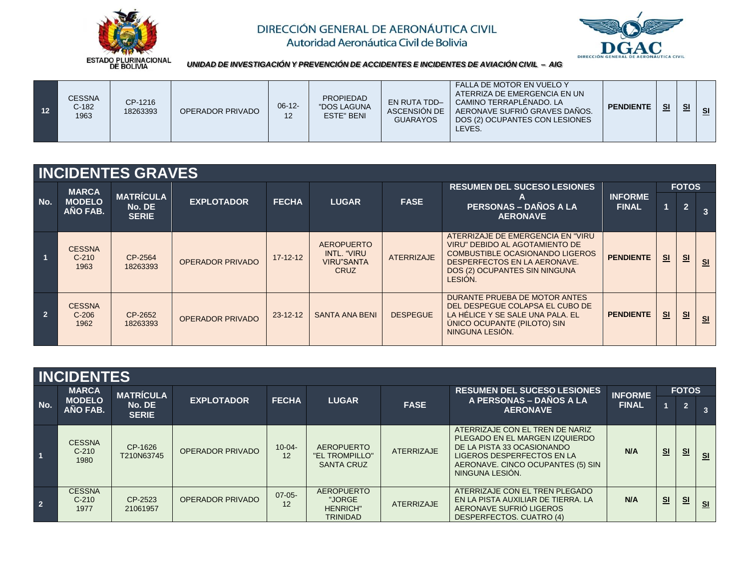| 12 | CESSNA C-182 1963 | CP-1216 18263393 | OPERADOR PRIVADO | 06-12-12 | PROPIEDAD "DOS LAGUNA ESTE" BENI | EN RUTA TDD–ASCENSIÓN DE GUARAYOS | FALLA DE MOTOR EN VUELO Y ATERRIZA DE EMERGENCIA EN UN CAMINO TERRAPLÉNADO. LA AERONAVE SUFRIÓ GRAVES DAÑOS. DOS (2) OCUPANTES CON LESIONES LEVES. | PENDIENTE | SI | SI | SI |
|---|---|---|---|---|---|---|---|---|---|---|---|

## INCIDENTES GRAVES

| No. | MARCA MODELO AÑO FAB. | MATRÍCULA No. DE SERIE | EXPLOTADOR | FECHA | LUGAR | FASE | RESUMEN DEL SUCESO LESIONES A PERSONAS – DAÑOS A LA AERONAVE | INFORME FINAL | FOTOS | | |
|---|---|---|---|---|---|---|---|---|---|---|---|
| | | | | | | | | | 1 | 2 | 3 |
| 1 | CESSNA C-210 1963 | CP-2564 18263393 | OPERADOR PRIVADO | 17-12-12 | AEROPUERTO INTL. "VIRU VIRU"SANTA CRUZ | ATERRIZAJE | ATERRIZAJE DE EMERGENCIA EN "VIRU VIRU" DEBIDO AL AGOTAMIENTO DE COMBUSTIBLE OCASIONANDO LIGEROS DESPERFECTOS EN LA AERONAVE. DOS (2) OCUPANTES SIN NINGUNA LESIÓN. | PENDIENTE | SI | SI | SI |
| 2 | CESSNA C-206 1962 | CP-2652 18263393 | OPERADOR PRIVADO | 23-12-12 | SANTA ANA BENI | DESPEGUE | DURANTE PRUEBA DE MOTOR ANTES DEL DESPEGUE COLAPSA EL CUBO DE LA HÉLICE Y SE SALE UNA PALA. EL ÚNICO OCUPANTE (PILOTO) SIN NINGUNA LESIÓN. | PENDIENTE | SI | SI | SI |

## INCIDENTES

| No. | MARCA MODELO AÑO FAB. | MATRÍCULA No. DE SERIE | EXPLOTADOR | FECHA | LUGAR | FASE | RESUMEN DEL SUCESO LESIONES A PERSONAS – DAÑOS A LA AERONAVE | INFORME FINAL | FOTOS | | |
|---|---|---|---|---|---|---|---|---|---|---|---|
| | | | | | | | | | 1 | 2 | 3 |
| 1 | CESSNA C-210 1980 | CP-1626 T210N63745 | OPERADOR PRIVADO | 10-04-12 | AEROPUERTO "EL TROMPILLO" SANTA CRUZ | ATERRIZAJE | ATERRIZAJE CON EL TREN DE NARIZ PLEGADO EN EL MARGEN IZQUIERDO DE LA PISTA 33 OCASIONANDO LIGEROS DESPERFECTOS EN LA AERONAVE. CINCO OCUPANTES (5) SIN NINGUNA LESIÓN. | N/A | SI | SI | SI |
| 2 | CESSNA C-210 1977 | CP-2523 21061957 | OPERADOR PRIVADO | 07-05-12 | AEROPUERTO "JORGE HENRICH" TRINIDAD | ATERRIZAJE | ATERRIZAJE CON EL TREN PLEGADO EN LA PISTA AUXILIAR DE TIERRA. LA AERONAVE SUFRIÓ LIGEROS DESPERFECTOS. CUATRO (4) | N/A | SI | SI | SI |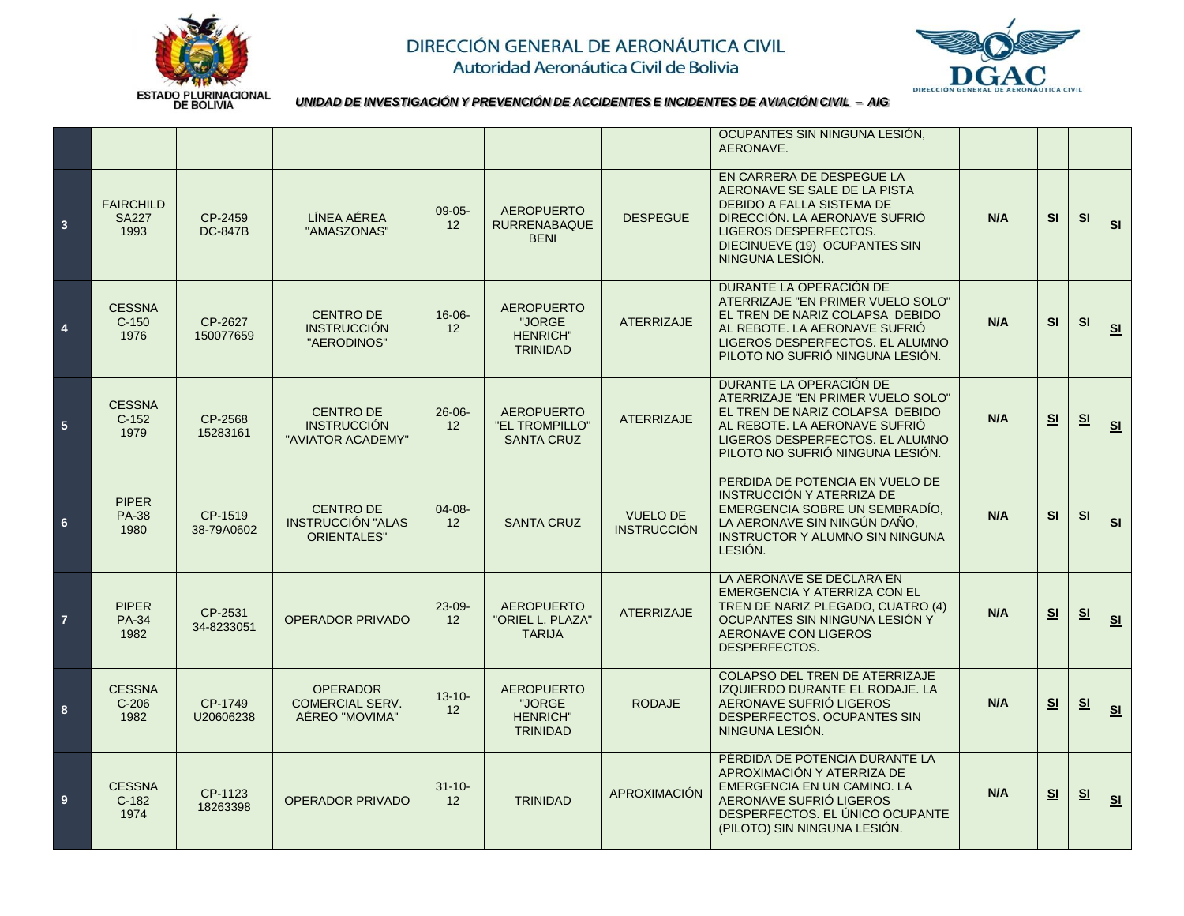| | | | | | | | | | | | |
|---|---|---|---|---|---|---|---|---|---|---|---|
| | | | | | | | OCUPANTES SIN NINGUNA LESIÓN, AERONAVE. | | | | |
| 3 | FAIRCHILD SA227 1993 | CP-2459 DC-847B | LÍNEA AÉREA "AMASZONAS" | 09-05-12 | AEROPUERTO RURRENABAQUE BENI | DESPEGUE | EN CARRERA DE DESPEGUE LA AERONAVE SE SALE DE LA PISTA DEBIDO A FALLA SISTEMA DE DIRECCIÓN. LA AERONAVE SUFRIÓ LIGEROS DESPERFECTOS. DIECINUEVE (19) OCUPANTES SIN NINGUNA LESIÓN. | **N/A** | **SI** | **SI** | **SI** |
| 4 | CESSNA C-150 1976 | CP-2627 150077659 | CENTRO DE INSTRUCCIÓN "AERODINOS" | 16-06-12 | AEROPUERTO "JORGE HENRICH" TRINIDAD | ATERRIZAJE | DURANTE LA OPERACIÓN DE ATERRIZAJE "EN PRIMER VUELO SOLO" EL TREN DE NARIZ COLAPSA DEBIDO AL REBOTE. LA AERONAVE SUFRIÓ LIGEROS DESPERFECTOS. EL ALUMNO PILOTO NO SUFRIÓ NINGUNA LESIÓN. | **N/A** | **SI** | **SI** | **SI** |
| 5 | CESSNA C-152 1979 | CP-2568 15283161 | CENTRO DE INSTRUCCIÓN "AVIATOR ACADEMY" | 26-06-12 | AEROPUERTO "EL TROMPILLO" SANTA CRUZ | ATERRIZAJE | DURANTE LA OPERACIÓN DE ATERRIZAJE "EN PRIMER VUELO SOLO" EL TREN DE NARIZ COLAPSA DEBIDO AL REBOTE. LA AERONAVE SUFRIÓ LIGEROS DESPERFECTOS. EL ALUMNO PILOTO NO SUFRIÓ NINGUNA LESIÓN. | **N/A** | **SI** | **SI** | **SI** |
| 6 | PIPER PA-38 1980 | CP-1519 38-79A0602 | CENTRO DE INSTRUCCIÓN "ALAS ORIENTALES" | 04-08-12 | SANTA CRUZ | VUELO DE INSTRUCCIÓN | PERDIDA DE POTENCIA EN VUELO DE INSTRUCCIÓN Y ATERRIZA DE EMERGENCIA SOBRE UN SEMBRADÍO, LA AERONAVE SIN NINGÚN DAÑO, INSTRUCTOR Y ALUMNO SIN NINGUNA LESIÓN. | **N/A** | **SI** | **SI** | **SI** |
| 7 | PIPER PA-34 1982 | CP-2531 34-8233051 | OPERADOR PRIVADO | 23-09-12 | AEROPUERTO "ORIEL L. PLAZA" TARIJA | ATERRIZAJE | LA AERONAVE SE DECLARA EN EMERGENCIA Y ATERRIZA CON EL TREN DE NARIZ PLEGADO, CUATRO (4) OCUPANTES SIN NINGUNA LESIÓN Y AERONAVE CON LIGEROS DESPERFECTOS. | **N/A** | **SI** | **SI** | **SI** |
| 8 | CESSNA C-206 1982 | CP-1749 U20606238 | OPERADOR COMERCIAL SERV. AÉREO "MOVIMA" | 13-10-12 | AEROPUERTO "JORGE HENRICH" TRINIDAD | RODAJE | COLAPSO DEL TREN DE ATERRIZAJE IZQUIERDO DURANTE EL RODAJE. LA AERONAVE SUFRIÓ LIGEROS DESPERFECTOS. OCUPANTES SIN NINGUNA LESIÓN. | **N/A** | **SI** | **SI** | **SI** |
| 9 | CESSNA C-182 1974 | CP-1123 18263398 | OPERADOR PRIVADO | 31-10-12 | TRINIDAD | APROXIMACIÓN | PÉRDIDA DE POTENCIA DURANTE LA APROXIMACIÓN Y ATERRIZA DE EMERGENCIA EN UN CAMINO. LA AERONAVE SUFRIÓ LIGEROS DESPERFECTOS. EL ÚNICO OCUPANTE (PILOTO) SIN NINGUNA LESIÓN. | **N/A** | **SI** | **SI** | **SI** |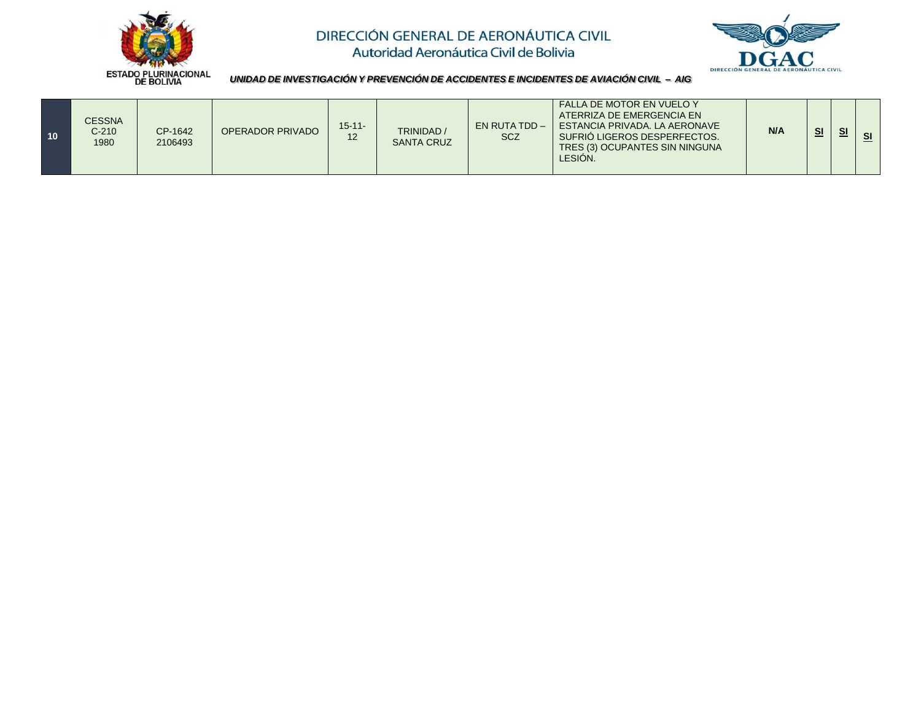| | | | | | | | | | | | |
|---|---|---|---|---|---|---|---|---|---|---|---|
| **10** | CESSNA C-210 1980 | CP-1642 2106493 | OPERADOR PRIVADO | 15-11-12 | TRINIDAD / SANTA CRUZ | EN RUTA TDD – SCZ | FALLA DE MOTOR EN VUELO Y ATERRIZA DE EMERGENCIA EN ESTANCIA PRIVADA. LA AERONAVE SUFRIÓ LIGEROS DESPERFECTOS. TRES (3) OCUPANTES SIN NINGUNA LESIÓN. | **N/A** | **SI** | **SI** | **SI** |